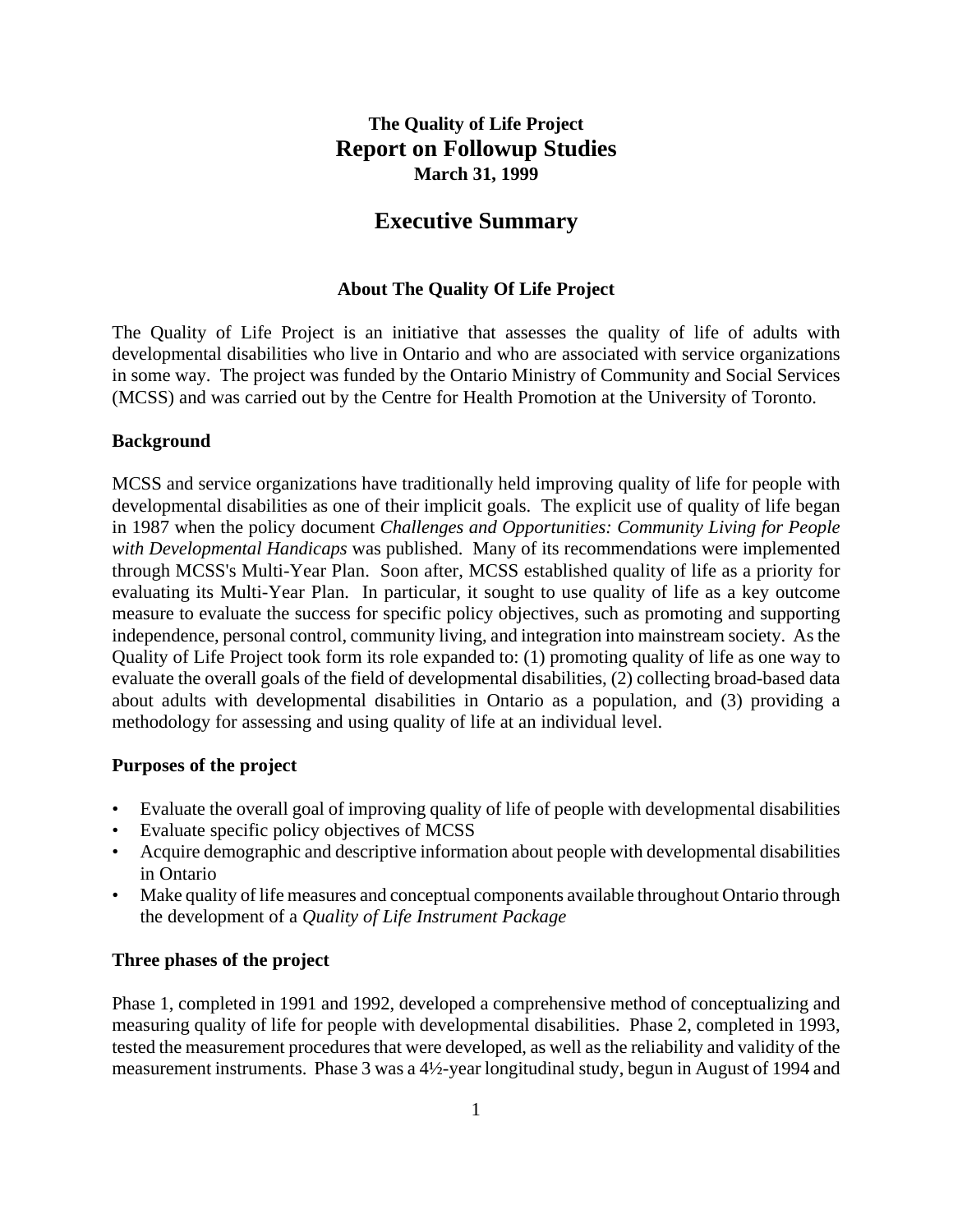# The Quality of Life Project
# Report on Followup Studies
**March 31, 1999**

## Executive Summary

### About The Quality Of Life Project

The Quality of Life Project is an initiative that assesses the quality of life of adults with developmental disabilities who live in Ontario and who are associated with service organizations in some way. The project was funded by the Ontario Ministry of Community and Social Services (MCSS) and was carried out by the Centre for Health Promotion at the University of Toronto.

#### Background

MCSS and service organizations have traditionally held improving quality of life for people with developmental disabilities as one of their implicit goals. The explicit use of quality of life began in 1987 when the policy document *Challenges and Opportunities: Community Living for People with Developmental Handicaps* was published. Many of its recommendations were implemented through MCSS's Multi-Year Plan. Soon after, MCSS established quality of life as a priority for evaluating its Multi-Year Plan. In particular, it sought to use quality of life as a key outcome measure to evaluate the success for specific policy objectives, such as promoting and supporting independence, personal control, community living, and integration into mainstream society. As the Quality of Life Project took form its role expanded to: (1) promoting quality of life as one way to evaluate the overall goals of the field of developmental disabilities, (2) collecting broad-based data about adults with developmental disabilities in Ontario as a population, and (3) providing a methodology for assessing and using quality of life at an individual level.

#### Purposes of the project

- Evaluate the overall goal of improving quality of life of people with developmental disabilities
- Evaluate specific policy objectives of MCSS
- Acquire demographic and descriptive information about people with developmental disabilities in Ontario
- Make quality of life measures and conceptual components available throughout Ontario through the development of a *Quality of Life Instrument Package*

#### Three phases of the project

Phase 1, completed in 1991 and 1992, developed a comprehensive method of conceptualizing and measuring quality of life for people with developmental disabilities. Phase 2, completed in 1993, tested the measurement procedures that were developed, as well as the reliability and validity of the measurement instruments. Phase 3 was a 4½-year longitudinal study, begun in August of 1994 and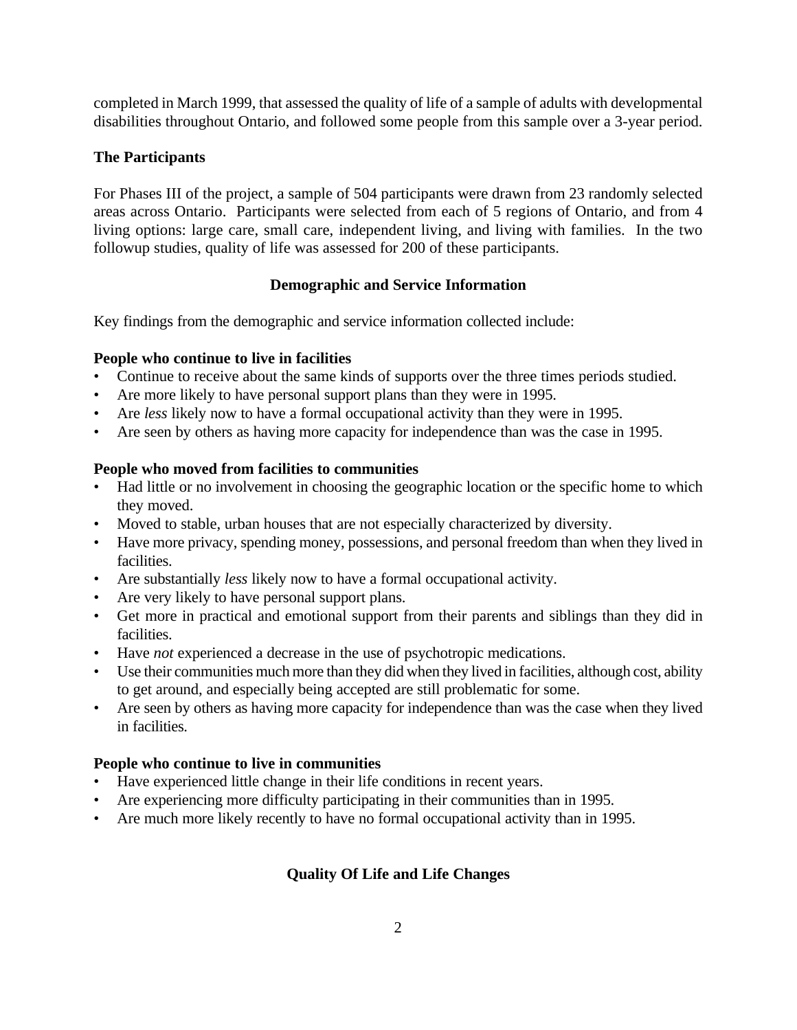completed in March 1999, that assessed the quality of life of a sample of adults with developmental disabilities throughout Ontario, and followed some people from this sample over a 3-year period.

### The Participants

For Phases III of the project, a sample of 504 participants were drawn from 23 randomly selected areas across Ontario. Participants were selected from each of 5 regions of Ontario, and from 4 living options: large care, small care, independent living, and living with families. In the two followup studies, quality of life was assessed for 200 of these participants.

## Demographic and Service Information

Key findings from the demographic and service information collected include:

**People who continue to live in facilities**

- Continue to receive about the same kinds of supports over the three times periods studied.
- Are more likely to have personal support plans than they were in 1995.
- Are *less* likely now to have a formal occupational activity than they were in 1995.
- Are seen by others as having more capacity for independence than was the case in 1995.

**People who moved from facilities to communities**

- Had little or no involvement in choosing the geographic location or the specific home to which they moved.
- Moved to stable, urban houses that are not especially characterized by diversity.
- Have more privacy, spending money, possessions, and personal freedom than when they lived in facilities.
- Are substantially *less* likely now to have a formal occupational activity.
- Are very likely to have personal support plans.
- Get more in practical and emotional support from their parents and siblings than they did in facilities.
- Have *not* experienced a decrease in the use of psychotropic medications.
- Use their communities much more than they did when they lived in facilities, although cost, ability to get around, and especially being accepted are still problematic for some.
- Are seen by others as having more capacity for independence than was the case when they lived in facilities.

**People who continue to live in communities**

- Have experienced little change in their life conditions in recent years.
- Are experiencing more difficulty participating in their communities than in 1995.
- Are much more likely recently to have no formal occupational activity than in 1995.

## Quality Of Life and Life Changes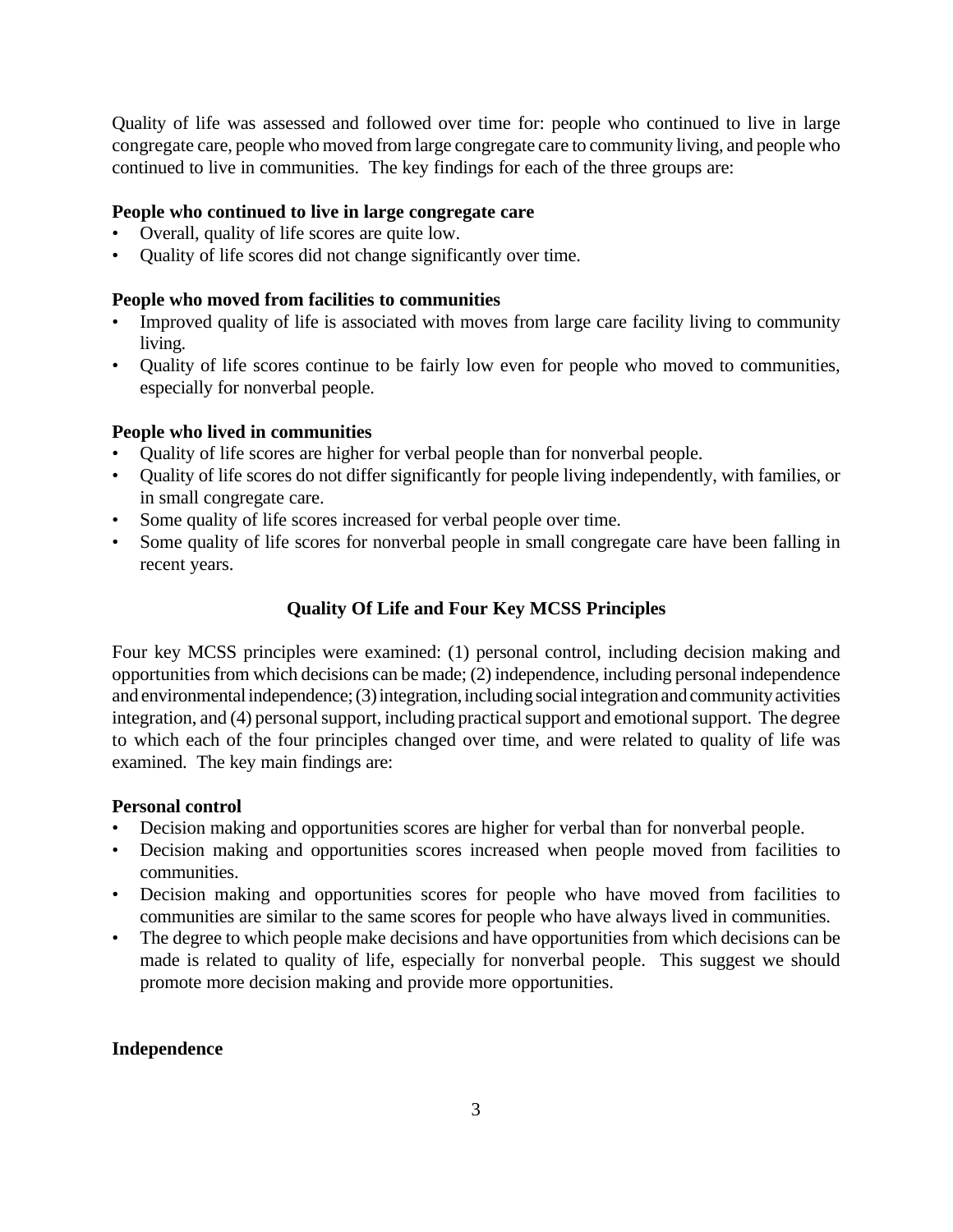Quality of life was assessed and followed over time for: people who continued to live in large congregate care, people who moved from large congregate care to community living, and people who continued to live in communities. The key findings for each of the three groups are:

**People who continued to live in large congregate care**

- Overall, quality of life scores are quite low.
- Quality of life scores did not change significantly over time.

**People who moved from facilities to communities**

- Improved quality of life is associated with moves from large care facility living to community living.
- Quality of life scores continue to be fairly low even for people who moved to communities, especially for nonverbal people.

**People who lived in communities**

- Quality of life scores are higher for verbal people than for nonverbal people.
- Quality of life scores do not differ significantly for people living independently, with families, or in small congregate care.
- Some quality of life scores increased for verbal people over time.
- Some quality of life scores for nonverbal people in small congregate care have been falling in recent years.

## Quality Of Life and Four Key MCSS Principles

Four key MCSS principles were examined: (1) personal control, including decision making and opportunities from which decisions can be made; (2) independence, including personal independence and environmental independence; (3) integration, including social integration and community activities integration, and (4) personal support, including practical support and emotional support. The degree to which each of the four principles changed over time, and were related to quality of life was examined. The key main findings are:

**Personal control**

- Decision making and opportunities scores are higher for verbal than for nonverbal people.
- Decision making and opportunities scores increased when people moved from facilities to communities.
- Decision making and opportunities scores for people who have moved from facilities to communities are similar to the same scores for people who have always lived in communities.
- The degree to which people make decisions and have opportunities from which decisions can be made is related to quality of life, especially for nonverbal people. This suggest we should promote more decision making and provide more opportunities.

**Independence**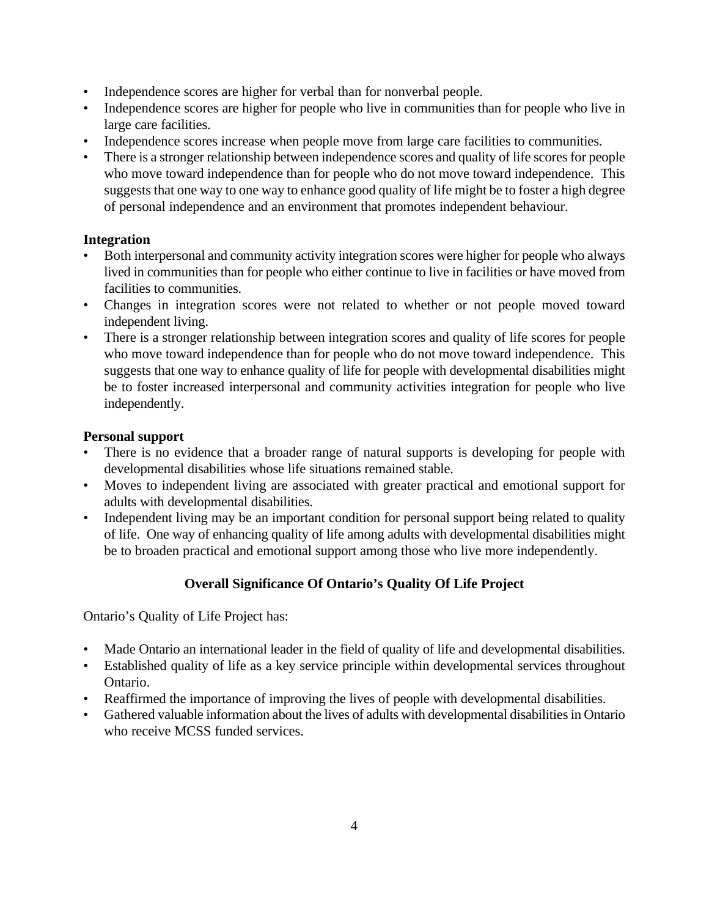- Independence scores are higher for verbal than for nonverbal people.
- Independence scores are higher for people who live in communities than for people who live in large care facilities.
- Independence scores increase when people move from large care facilities to communities.
- There is a stronger relationship between independence scores and quality of life scores for people who move toward independence than for people who do not move toward independence. This suggests that one way to one way to enhance good quality of life might be to foster a high degree of personal independence and an environment that promotes independent behaviour.

**Integration**

- Both interpersonal and community activity integration scores were higher for people who always lived in communities than for people who either continue to live in facilities or have moved from facilities to communities.
- Changes in integration scores were not related to whether or not people moved toward independent living.
- There is a stronger relationship between integration scores and quality of life scores for people who move toward independence than for people who do not move toward independence. This suggests that one way to enhance quality of life for people with developmental disabilities might be to foster increased interpersonal and community activities integration for people who live independently.

**Personal support**

- There is no evidence that a broader range of natural supports is developing for people with developmental disabilities whose life situations remained stable.
- Moves to independent living are associated with greater practical and emotional support for adults with developmental disabilities.
- Independent living may be an important condition for personal support being related to quality of life. One way of enhancing quality of life among adults with developmental disabilities might be to broaden practical and emotional support among those who live more independently.

## Overall Significance Of Ontario's Quality Of Life Project

Ontario's Quality of Life Project has:

- Made Ontario an international leader in the field of quality of life and developmental disabilities.
- Established quality of life as a key service principle within developmental services throughout Ontario.
- Reaffirmed the importance of improving the lives of people with developmental disabilities.
- Gathered valuable information about the lives of adults with developmental disabilities in Ontario who receive MCSS funded services.